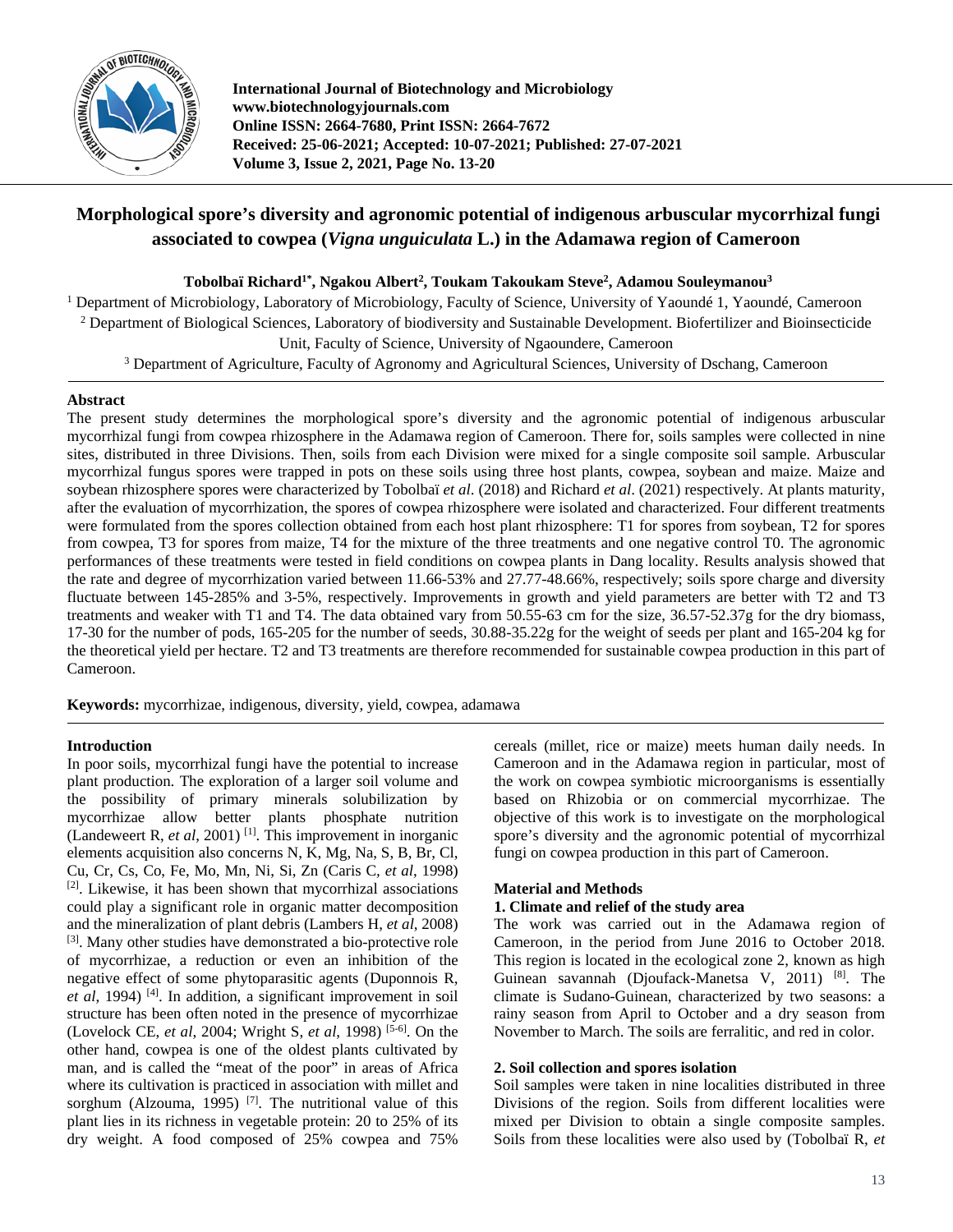International Journal of Biotechnology and Microbiology
www.biotechnologyjournals.com
Online ISSN: 2664-7680, Print ISSN: 2664-7672
Received: 25-06-2021; Accepted: 10-07-2021; Published: 27-07-2021
Volume 3, Issue 2, 2021, Page No. 13-20

# Morphological spore's diversity and agronomic potential of indigenous arbuscular mycorrhizal fungi associated to cowpea (*Vigna unguiculata* L.) in the Adamawa region of Cameroon

**Tobolbaï Richard[1*], Ngakou Albert[2], Toukam Takoukam Steve[2], Adamou Souleymanou[3]**

[1] Department of Microbiology, Laboratory of Microbiology, Faculty of Science, University of Yaoundé 1, Yaoundé, Cameroon
[2] Department of Biological Sciences, Laboratory of biodiversity and Sustainable Development. Biofertilizer and Bioinsecticide Unit, Faculty of Science, University of Ngaoundere, Cameroon
[3] Department of Agriculture, Faculty of Agronomy and Agricultural Sciences, University of Dschang, Cameroon

## Abstract

The present study determines the morphological spore's diversity and the agronomic potential of indigenous arbuscular mycorrhizal fungi from cowpea rhizosphere in the Adamawa region of Cameroon. There for, soils samples were collected in nine sites, distributed in three Divisions. Then, soils from each Division were mixed for a single composite soil sample. Arbuscular mycorrhizal fungus spores were trapped in pots on these soils using three host plants, cowpea, soybean and maize. Maize and soybean rhizosphere spores were characterized by Tobolbaï *et al*. (2018) and Richard *et al*. (2021) respectively. At plants maturity, after the evaluation of mycorrhization, the spores of cowpea rhizosphere were isolated and characterized. Four different treatments were formulated from the spores collection obtained from each host plant rhizosphere: T1 for spores from soybean, T2 for spores from cowpea, T3 for spores from maize, T4 for the mixture of the three treatments and one negative control T0. The agronomic performances of these treatments were tested in field conditions on cowpea plants in Dang locality. Results analysis showed that the rate and degree of mycorrhization varied between 11.66-53% and 27.77-48.66%, respectively; soils spore charge and diversity fluctuate between 145-285% and 3-5%, respectively. Improvements in growth and yield parameters are better with T2 and T3 treatments and weaker with T1 and T4. The data obtained vary from 50.55-63 cm for the size, 36.57-52.37g for the dry biomass, 17-30 for the number of pods, 165-205 for the number of seeds, 30.88-35.22g for the weight of seeds per plant and 165-204 kg for the theoretical yield per hectare. T2 and T3 treatments are therefore recommended for sustainable cowpea production in this part of Cameroon.

**Keywords:** mycorrhizae, indigenous, diversity, yield, cowpea, adamawa

## Introduction

In poor soils, mycorrhizal fungi have the potential to increase plant production. The exploration of a larger soil volume and the possibility of primary minerals solubilization by mycorrhizae allow better plants phosphate nutrition (Landeweert R, *et al*, 2001) [1]. This improvement in inorganic elements acquisition also concerns N, K, Mg, Na, S, B, Br, Cl, Cu, Cr, Cs, Co, Fe, Mo, Mn, Ni, Si, Zn (Caris C, *et al*, 1998) [2]. Likewise, it has been shown that mycorrhizal associations could play a significant role in organic matter decomposition and the mineralization of plant debris (Lambers H, *et al*, 2008) [3]. Many other studies have demonstrated a bio-protective role of mycorrhizae, a reduction or even an inhibition of the negative effect of some phytoparasitic agents (Duponnois R, *et al*, 1994) [4]. In addition, a significant improvement in soil structure has been often noted in the presence of mycorrhizae (Lovelock CE, *et al*, 2004; Wright S, *et al*, 1998) [5-6]. On the other hand, cowpea is one of the oldest plants cultivated by man, and is called the "meat of the poor" in areas of Africa where its cultivation is practiced in association with millet and sorghum (Alzouma, 1995) [7]. The nutritional value of this plant lies in its richness in vegetable protein: 20 to 25% of its dry weight. A food composed of 25% cowpea and 75% cereals (millet, rice or maize) meets human daily needs. In Cameroon and in the Adamawa region in particular, most of the work on cowpea symbiotic microorganisms is essentially based on Rhizobia or on commercial mycorrhizae. The objective of this work is to investigate on the morphological spore's diversity and the agronomic potential of mycorrhizal fungi on cowpea production in this part of Cameroon.

## Material and Methods

### 1. Climate and relief of the study area

The work was carried out in the Adamawa region of Cameroon, in the period from June 2016 to October 2018. This region is located in the ecological zone 2, known as high Guinean savannah (Djoufack-Manetsa V, 2011) [8]. The climate is Sudano-Guinean, characterized by two seasons: a rainy season from April to October and a dry season from November to March. The soils are ferralitic, and red in color.

### 2. Soil collection and spores isolation

Soil samples were taken in nine localities distributed in three Divisions of the region. Soils from different localities were mixed per Division to obtain a single composite samples. Soils from these localities were also used by (Tobolbaï R, *et*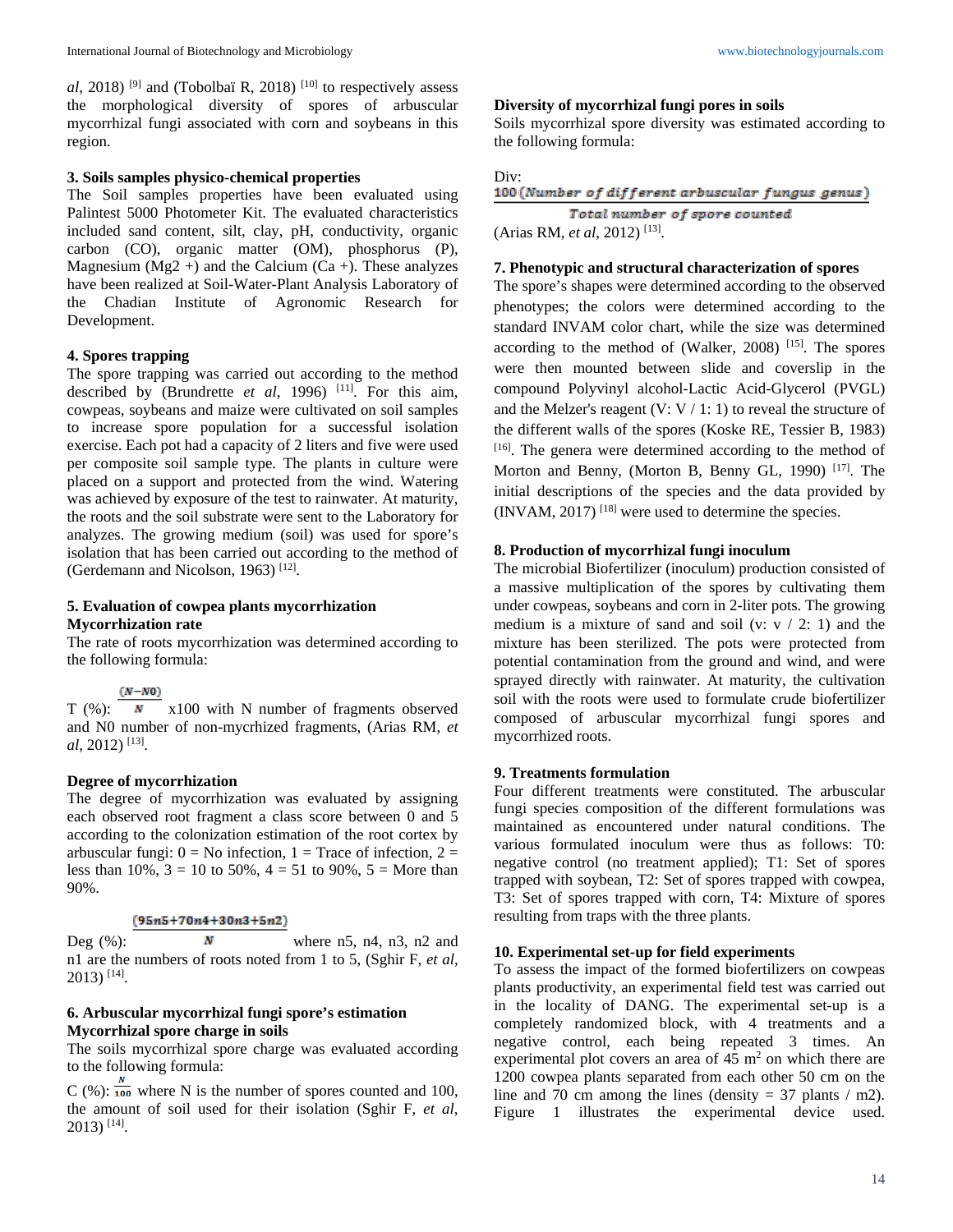*al*, 2018) [9] and (Tobolbaï R, 2018) [10] to respectively assess the morphological diversity of spores of arbuscular mycorrhizal fungi associated with corn and soybeans in this region.

### 3. Soils samples physico-chemical properties

The Soil samples properties have been evaluated using Palintest 5000 Photometer Kit. The evaluated characteristics included sand content, silt, clay, pH, conductivity, organic carbon (CO), organic matter (OM), phosphorus (P), Magnesium (Mg2 +) and the Calcium (Ca +). These analyzes have been realized at Soil-Water-Plant Analysis Laboratory of the Chadian Institute of Agronomic Research for Development.

### 4. Spores trapping

The spore trapping was carried out according to the method described by (Brundrette *et al*, 1996) [11]. For this aim, cowpeas, soybeans and maize were cultivated on soil samples to increase spore population for a successful isolation exercise. Each pot had a capacity of 2 liters and five were used per composite soil sample type. The plants in culture were placed on a support and protected from the wind. Watering was achieved by exposure of the test to rainwater. At maturity, the roots and the soil substrate were sent to the Laboratory for analyzes. The growing medium (soil) was used for spore's isolation that has been carried out according to the method of (Gerdemann and Nicolson, 1963) [12].

### 5. Evaluation of cowpea plants mycorrhization

**Mycorrhization rate**

The rate of roots mycorrhization was determined according to the following formula:

T (%): $\frac{(N-N0)}{N}$ x100 with N number of fragments observed and N0 number of non-mycrhized fragments, (Arias RM, *et al*, 2012) [13].

**Degree of mycorrhization**

The degree of mycorrhization was evaluated by assigning each observed root fragment a class score between 0 and 5 according to the colonization estimation of the root cortex by arbuscular fungi: 0 = No infection, 1 = Trace of infection, 2 = less than 10%, 3 = 10 to 50%, 4 = 51 to 90%, 5 = More than 90%.

Deg (%): $\frac{(95n5+70n4+30n3+5n2)}{N}$ where n5, n4, n3, n2 and n1 are the numbers of roots noted from 1 to 5, (Sghir F, *et al*, 2013) [14].

### 6. Arbuscular mycorrhizal fungi spore's estimation

**Mycorrhizal spore charge in soils**

The soils mycorrhizal spore charge was evaluated according to the following formula:

C (%): $\frac{N}{100}$ where N is the number of spores counted and 100, the amount of soil used for their isolation (Sghir F, *et al*, 2013) [14].

**Diversity of mycorrhizal fungi pores in soils**

Soils mycorrhizal spore diversity was estimated according to the following formula:

Div: $\frac{100\,(Number\ of\ different\ arbuscular\ fungus\ genus)}{Total\ number\ of\ spore\ counted}$

(Arias RM, *et al*, 2012) [13].

### 7. Phenotypic and structural characterization of spores

The spore's shapes were determined according to the observed phenotypes; the colors were determined according to the standard INVAM color chart, while the size was determined according to the method of (Walker, 2008) [15]. The spores were then mounted between slide and coverslip in the compound Polyvinyl alcohol-Lactic Acid-Glycerol (PVGL) and the Melzer's reagent (V: V / 1: 1) to reveal the structure of the different walls of the spores (Koske RE, Tessier B, 1983) [16]. The genera were determined according to the method of Morton and Benny, (Morton B, Benny GL, 1990) [17]. The initial descriptions of the species and the data provided by (INVAM, 2017) [18] were used to determine the species.

### 8. Production of mycorrhizal fungi inoculum

The microbial Biofertilizer (inoculum) production consisted of a massive multiplication of the spores by cultivating them under cowpeas, soybeans and corn in 2-liter pots. The growing medium is a mixture of sand and soil (v: v / 2: 1) and the mixture has been sterilized. The pots were protected from potential contamination from the ground and wind, and were sprayed directly with rainwater. At maturity, the cultivation soil with the roots were used to formulate crude biofertilizer composed of arbuscular mycorrhizal fungi spores and mycorrhized roots.

### 9. Treatments formulation

Four different treatments were constituted. The arbuscular fungi species composition of the different formulations was maintained as encountered under natural conditions. The various formulated inoculum were thus as follows: T0: negative control (no treatment applied); T1: Set of spores trapped with soybean, T2: Set of spores trapped with cowpea, T3: Set of spores trapped with corn, T4: Mixture of spores resulting from traps with the three plants.

### 10. Experimental set-up for field experiments

To assess the impact of the formed biofertilizers on cowpeas plants productivity, an experimental field test was carried out in the locality of DANG. The experimental set-up is a completely randomized block, with 4 treatments and a negative control, each being repeated 3 times. An experimental plot covers an area of 45 $m^2$ on which there are 1200 cowpea plants separated from each other 50 cm on the line and 70 cm among the lines (density = 37 plants / m2). Figure 1 illustrates the experimental device used.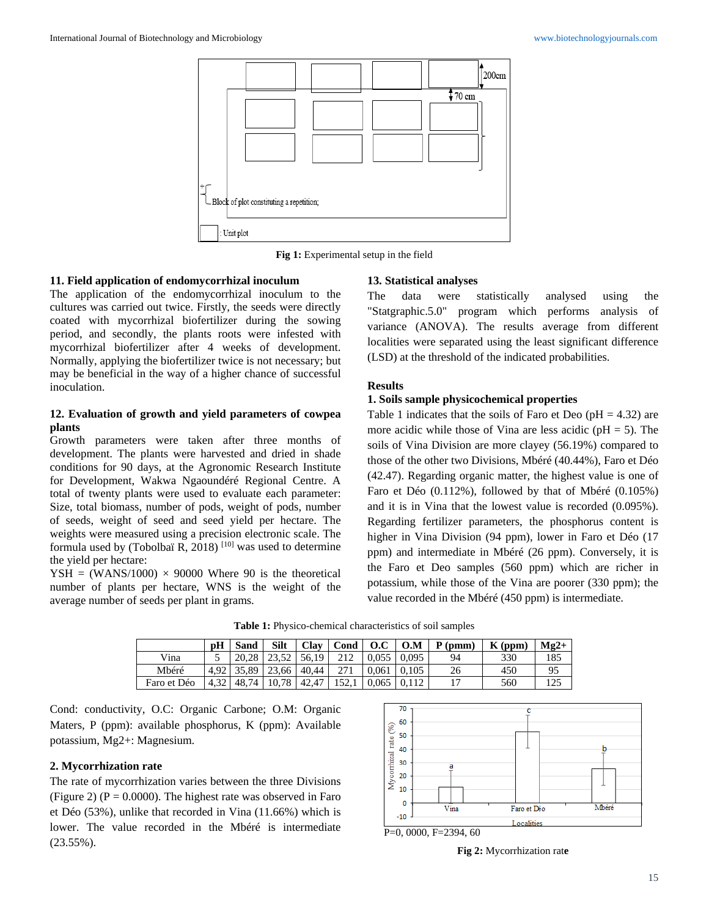Fig 1: Experimental setup in the field

## 11. Field application of endomycorrhizal inoculum

The application of the endomycorrhizal inoculum to the cultures was carried out twice. Firstly, the seeds were directly coated with mycorrhizal biofertilizer during the sowing period, and secondly, the plants roots were infested with mycorrhizal biofertilizer after 4 weeks of development. Normally, applying the biofertilizer twice is not necessary; but may be beneficial in the way of a higher chance of successful inoculation.

## 12. Evaluation of growth and yield parameters of cowpea plants

Growth parameters were taken after three months of development. The plants were harvested and dried in shade conditions for 90 days, at the Agronomic Research Institute for Development, Wakwa Ngaoundéré Regional Centre. A total of twenty plants were used to evaluate each parameter: Size, total biomass, number of pods, weight of pods, number of seeds, weight of seed and seed yield per hectare. The weights were measured using a precision electronic scale. The formula used by (Tobolbaï R, 2018) [10] was used to determine the yield per hectare:

YSH = (WANS/1000) × 90000 Where 90 is the theoretical number of plants per hectare, WNS is the weight of the average number of seeds per plant in grams.

## 13. Statistical analyses

The data were statistically analysed using the "Statgraphic.5.0" program which performs analysis of variance (ANOVA). The results average from different localities were separated using the least significant difference (LSD) at the threshold of the indicated probabilities.

# Results

## 1. Soils sample physicochemical properties

Table 1 indicates that the soils of Faro et Deo (pH = 4.32) are more acidic while those of Vina are less acidic (pH = 5). The soils of Vina Division are more clayey (56.19%) compared to those of the other two Divisions, Mbéré (40.44%), Faro et Déo (42.47). Regarding organic matter, the highest value is one of Faro et Déo (0.112%), followed by that of Mbéré (0.105%) and it is in Vina that the lowest value is recorded (0.095%). Regarding fertilizer parameters, the phosphorus content is higher in Vina Division (94 ppm), lower in Faro et Déo (17 ppm) and intermediate in Mbéré (26 ppm). Conversely, it is the Faro et Deo samples (560 ppm) which are richer in potassium, while those of the Vina are poorer (330 ppm); the value recorded in the Mbéré (450 ppm) is intermediate.

**Table 1:** Physico-chemical characteristics of soil samples

| | pH | Sand | Silt | Clay | Cond | O.C | O.M | P (pmm) | K (ppm) | Mg2+ |
|---|---|---|---|---|---|---|---|---|---|---|
| Vina | 5 | 20,28 | 23,52 | 56,19 | 212 | 0,055 | 0,095 | 94 | 330 | 185 |
| Mbéré | 4,92 | 35,89 | 23,66 | 40,44 | 271 | 0,061 | 0,105 | 26 | 450 | 95 |
| Faro et Déo | 4,32 | 48,74 | 10,78 | 42,47 | 152,1 | 0,065 | 0,112 | 17 | 560 | 125 |

Cond: conductivity, O.C: Organic Carbone; O.M: Organic Maters, P (ppm): available phosphorus, K (ppm): Available potassium, Mg2+: Magnesium.

## 2. Mycorrhization rate

The rate of mycorrhization varies between the three Divisions (Figure 2) (P = 0.0000). The highest rate was observed in Faro et Déo (53%), unlike that recorded in Vina (11.66%) which is lower. The value recorded in the Mbéré is intermediate (23.55%).

P=0, 0000, F=2394, 60

**Fig 2:** Mycorrhization rate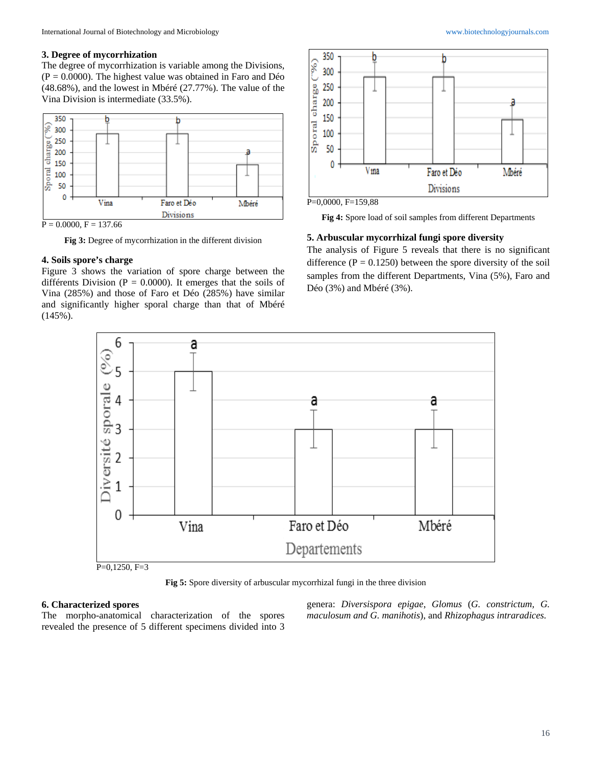### 3. Degree of mycorrhization

The degree of mycorrhization is variable among the Divisions, (P = 0.0000). The highest value was obtained in Faro and Déo (48.68%), and the lowest in Mbéré (27.77%). The value of the Vina Division is intermediate (33.5%).

P = 0.0000, F = 137.66

**Fig 3:** Degree of mycorrhization in the different division

### 4. Soils spore's charge

Figure 3 shows the variation of spore charge between the différents Division (P = 0.0000). It emerges that the soils of Vina (285%) and those of Faro et Déo (285%) have similar and significantly higher sporal charge than that of Mbéré (145%).

P=0,0000, F=159,88

**Fig 4:** Spore load of soil samples from different Departments

### 5. Arbuscular mycorrhizal fungi spore diversity

The analysis of Figure 5 reveals that there is no significant difference (P = 0.1250) between the spore diversity of the soil samples from the different Departments, Vina (5%), Faro and Déo (3%) and Mbéré (3%).

P=0,1250, F=3

**Fig 5:** Spore diversity of arbuscular mycorrhizal fungi in the three division

### 6. Characterized spores

The morpho-anatomical characterization of the spores revealed the presence of 5 different specimens divided into 3 genera: *Diversispora epigae*, *Glomus* (*G. constrictum, G. maculosum and G. manihotis*), and *Rhizophagus intraradices.*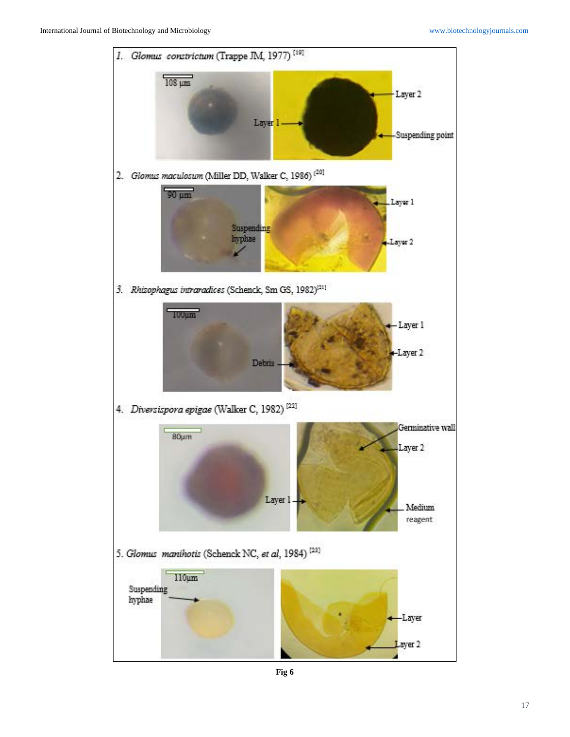1. *Glomus constrictum* (Trappe JM, 1977) [19]

108 µm

Layer 1

Layer 2

Suspending point

2. *Glomus maculosum* (Miller DD, Walker C, 1986) [20]

90 µm

Suspending hyphae

Layer 1

Layer 2

3. *Rhizophagus intraradices* (Schenck, Sm GS, 1982) [21]

100µm

Debris

Layer 1

Layer 2

4. *Diversispora epigae* (Walker C, 1982) [22]

80µm

Layer 1

Germinative wall

Layer 2

Medium reagent

5. *Glomus manihotis* (Schenck NC, *et al*, 1984) [23]

110µm

Suspending hyphae

Layer

Layer 2

**Fig 6**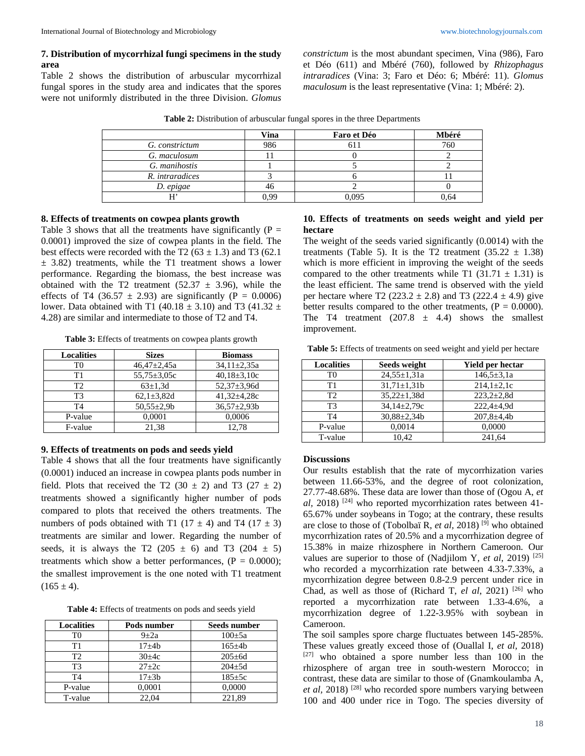## 7. Distribution of mycorrhizal fungi specimens in the study area

Table 2 shows the distribution of arbuscular mycorrhizal fungal spores in the study area and indicates that the spores were not uniformly distributed in the three Division. *Glomus constrictum* is the most abundant specimen, Vina (986), Faro et Déo (611) and Mbéré (760), followed by *Rhizophagus intraradices* (Vina: 3; Faro et Déo: 6; Mbéré: 11). *Glomus maculosum* is the least representative (Vina: 1; Mbéré: 2).

**Table 2:** Distribution of arbuscular fungal spores in the three Departments

| | Vina | Faro et Déo | Mbéré |
|---|---|---|---|
| *G. constrictum* | 986 | 611 | 760 |
| *G. maculosum* | 11 | 0 | 2 |
| *G. manihostis* | 1 | 5 | 2 |
| *R. intraradices* | 3 | 6 | 11 |
| *D. epigae* | 46 | 2 | 0 |
| H' | 0,99 | 0,095 | 0,64 |

## 8. Effects of treatments on cowpea plants growth

Table 3 shows that all the treatments have significantly (P = 0.0001) improved the size of cowpea plants in the field. The best effects were recorded with the T2 (63 ± 1.3) and T3 (62.1 ± 3.82) treatments, while the T1 treatment shows a lower performance. Regarding the biomass, the best increase was obtained with the T2 treatment (52.37 ± 3.96), while the effects of T4 (36.57 ± 2.93) are significantly (P = 0.0006) lower. Data obtained with T1 (40.18 ± 3.10) and T3 (41.32 ± 4.28) are similar and intermediate to those of T2 and T4.

**Table 3:** Effects of treatments on cowpea plants growth

| Localities | Sizes | Biomass |
|---|---|---|
| T0 | 46,47±2,45a | 34,11±2,35a |
| T1 | 55,75±3,05c | 40,18±3,10c |
| T2 | 63±1,3d | 52,37±3,96d |
| T3 | 62,1±3,82d | 41,32±4,28c |
| T4 | 50,55±2,9b | 36,57±2,93b |
| P-value | 0,0001 | 0,0006 |
| F-value | 21,38 | 12,78 |

## 9. Effects of treatments on pods and seeds yield

Table 4 shows that all the four treatments have significantly (0.0001) induced an increase in cowpea plants pods number in field. Plots that received the T2 (30 ± 2) and T3 (27 ± 2) treatments showed a significantly higher number of pods compared to plots that received the others treatments. The numbers of pods obtained with T1 (17 ± 4) and T4 (17 ± 3) treatments are similar and lower. Regarding the number of seeds, it is always the T2 (205 ± 6) and T3 (204 ± 5) treatments which show a better performances, (P = 0.0000); the smallest improvement is the one noted with T1 treatment (165 ± 4).

**Table 4:** Effects of treatments on pods and seeds yield

| Localities | Pods number | Seeds number |
|---|---|---|
| T0 | 9±2a | 100±5a |
| T1 | 17±4b | 165±4b |
| T2 | 30±4c | 205±6d |
| T3 | 27±2c | 204±5d |
| T4 | 17±3b | 185±5c |
| P-value | 0,0001 | 0,0000 |
| T-value | 22,04 | 221,89 |

## 10. Effects of treatments on seeds weight and yield per hectare

The weight of the seeds varied significantly (0.0014) with the treatments (Table 5). It is the T2 treatment (35.22 ± 1.38) which is more efficient in improving the weight of the seeds compared to the other treatments while T1 (31.71 ± 1.31) is the least efficient. The same trend is observed with the yield per hectare where T2 (223.2 ± 2.8) and T3 (222.4 ± 4.9) give better results compared to the other treatments, (P = 0.0000). The T4 treatment (207.8 ± 4.4) shows the smallest improvement.

**Table 5:** Effects of treatments on seed weight and yield per hectare

| Localities | Seeds weight | Yield per hectar |
|---|---|---|
| T0 | 24,55±1,31a | 146,5±3,1a |
| T1 | 31,71±1,31b | 214,1±2,1c |
| T2 | 35,22±1,38d | 223,2±2,8d |
| T3 | 34,14±2,79c | 222,4±4,9d |
| T4 | 30,88±2,34b | 207,8±4,4b |
| P-value | 0,0014 | 0,0000 |
| T-value | 10,42 | 241,64 |

## Discussions

Our results establish that the rate of mycorrhization varies between 11.66-53%, and the degree of root colonization, 27.77-48.68%. These data are lower than those of (Ogou A, *et al*, 2018) [24] who reported mycorrhization rates between 41-65.67% under soybeans in Togo; at the contrary, these results are close to those of (Tobolbaï R, *et al,* 2018) [9] who obtained mycorrhization rates of 20.5% and a mycorrhization degree of 15.38% in maize rhizosphere in Northern Cameroon. Our values are superior to those of (Nadjilom Y, *et al*, 2019) [25] who recorded a mycorrhization rate between 4.33-7.33%, a mycorrhization degree between 0.8-2.9 percent under rice in Chad, as well as those of (Richard T, *el al*, 2021) [26] who reported a mycorrhization rate between 1.33-4.6%, a mycorrhization degree of 1.22-3.95% with soybean in Cameroon.

The soil samples spore charge fluctuates between 145-285%. These values greatly exceed those of (Ouallal I, *et al*, 2018) [27] who obtained a spore number less than 100 in the rhizosphere of argan tree in south-western Morocco; in contrast, these data are similar to those of (Gnamkoulamba A, *et al*, 2018) [28] who recorded spore numbers varying between 100 and 400 under rice in Togo. The species diversity of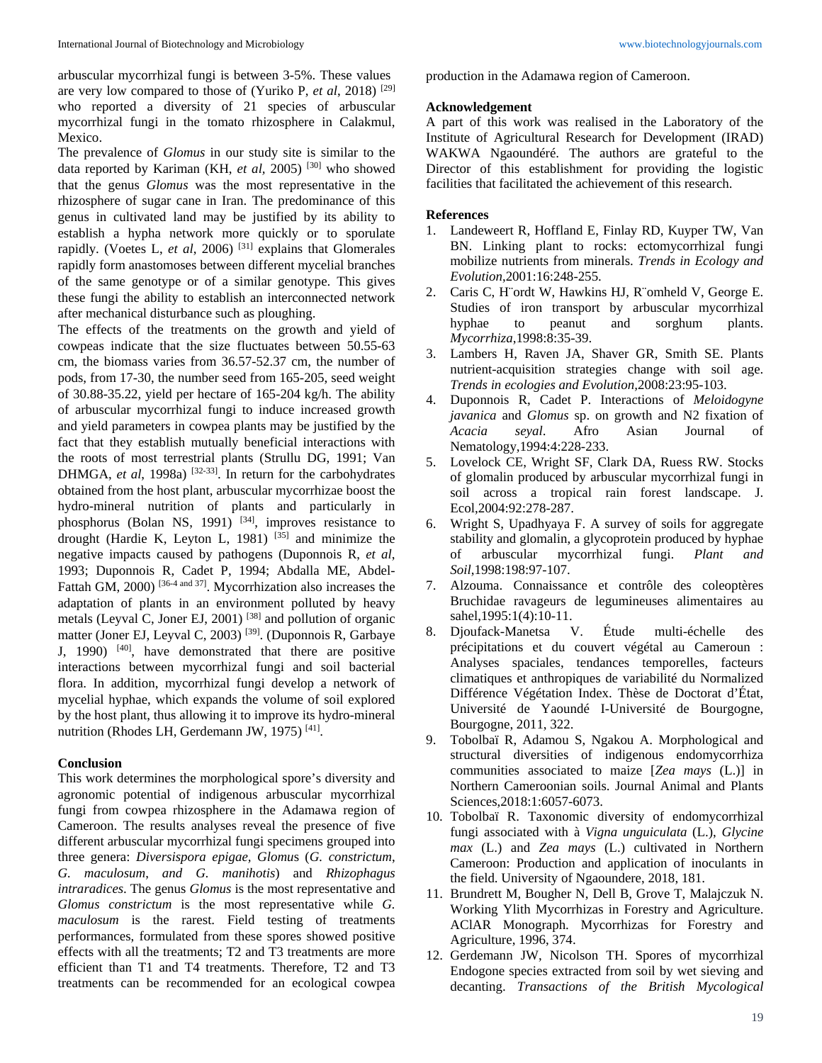arbuscular mycorrhizal fungi is between 3-5%. These values are very low compared to those of (Yuriko P, *et al*, 2018) [29] who reported a diversity of 21 species of arbuscular mycorrhizal fungi in the tomato rhizosphere in Calakmul, Mexico.

The prevalence of *Glomus* in our study site is similar to the data reported by Kariman (KH, *et al*, 2005) [30] who showed that the genus *Glomus* was the most representative in the rhizosphere of sugar cane in Iran. The predominance of this genus in cultivated land may be justified by its ability to establish a hypha network more quickly or to sporulate rapidly. (Voetes L, *et al*, 2006) [31] explains that Glomerales rapidly form anastomoses between different mycelial branches of the same genotype or of a similar genotype. This gives these fungi the ability to establish an interconnected network after mechanical disturbance such as ploughing.

The effects of the treatments on the growth and yield of cowpeas indicate that the size fluctuates between 50.55-63 cm, the biomass varies from 36.57-52.37 cm, the number of pods, from 17-30, the number seed from 165-205, seed weight of 30.88-35.22, yield per hectare of 165-204 kg/h. The ability of arbuscular mycorrhizal fungi to induce increased growth and yield parameters in cowpea plants may be justified by the fact that they establish mutually beneficial interactions with the roots of most terrestrial plants (Strullu DG, 1991; Van DHMGA, *et al*, 1998a) [32-33]. In return for the carbohydrates obtained from the host plant, arbuscular mycorrhizae boost the hydro-mineral nutrition of plants and particularly in phosphorus (Bolan NS, 1991) [34], improves resistance to drought (Hardie K, Leyton L, 1981) [35] and minimize the negative impacts caused by pathogens (Duponnois R, *et al*, 1993; Duponnois R, Cadet P, 1994; Abdalla ME, Abdel-Fattah GM, 2000) [36-4 and 37]. Mycorrhization also increases the adaptation of plants in an environment polluted by heavy metals (Leyval C, Joner EJ, 2001) [38] and pollution of organic matter (Joner EJ, Leyval C, 2003) [39]. (Duponnois R, Garbaye J, 1990) [40], have demonstrated that there are positive interactions between mycorrhizal fungi and soil bacterial flora. In addition, mycorrhizal fungi develop a network of mycelial hyphae, which expands the volume of soil explored by the host plant, thus allowing it to improve its hydro-mineral nutrition (Rhodes LH, Gerdemann JW, 1975) [41].

## Conclusion

This work determines the morphological spore's diversity and agronomic potential of indigenous arbuscular mycorrhizal fungi from cowpea rhizosphere in the Adamawa region of Cameroon. The results analyses reveal the presence of five different arbuscular mycorrhizal fungi specimens grouped into three genera: *Diversispora epigae*, *Glomus* (*G. constrictum*, *G. maculosum*, *and G. manihotis*) and *Rhizophagus intraradices*. The genus *Glomus* is the most representative and *Glomus constrictum* is the most representative while *G. maculosum* is the rarest. Field testing of treatments performances, formulated from these spores showed positive effects with all the treatments; T2 and T3 treatments are more efficient than T1 and T4 treatments. Therefore, T2 and T3 treatments can be recommended for an ecological cowpea production in the Adamawa region of Cameroon.

## Acknowledgement

A part of this work was realised in the Laboratory of the Institute of Agricultural Research for Development (IRAD) WAKWA Ngaoundéré. The authors are grateful to the Director of this establishment for providing the logistic facilities that facilitated the achievement of this research.

## References

1. Landeweert R, Hoffland E, Finlay RD, Kuyper TW, Van BN. Linking plant to rocks: ectomycorrhizal fungi mobilize nutrients from minerals. *Trends in Ecology and Evolution*,2001:16:248-255.
2. Caris C, H¨ordt W, Hawkins HJ, R¨omheld V, George E. Studies of iron transport by arbuscular mycorrhizal hyphae to peanut and sorghum plants. *Mycorrhiza*,1998:8:35-39.
3. Lambers H, Raven JA, Shaver GR, Smith SE. Plants nutrient-acquisition strategies change with soil age. *Trends in ecologies and Evolution*,2008:23:95-103.
4. Duponnois R, Cadet P. Interactions of *Meloidogyne javanica* and *Glomus* sp. on growth and N2 fixation of *Acacia seyal*. Afro Asian Journal of Nematology,1994:4:228-233.
5. Lovelock CE, Wright SF, Clark DA, Ruess RW. Stocks of glomalin produced by arbuscular mycorrhizal fungi in soil across a tropical rain forest landscape. J. Ecol,2004:92:278-287.
6. Wright S, Upadhyaya F. A survey of soils for aggregate stability and glomalin, a glycoprotein produced by hyphae of arbuscular mycorrhizal fungi. *Plant and Soil*,1998:198:97-107.
7. Alzouma. Connaissance et contrôle des coleoptères Bruchidae ravageurs de legumineuses alimentaires au sahel,1995:1(4):10-11.
8. Djoufack-Manetsa V. Étude multi-échelle des précipitations et du couvert végétal au Cameroun : Analyses spaciales, tendances temporelles, facteurs climatiques et anthropiques de variabilité du Normalized Différence Végétation Index. Thèse de Doctorat d'État, Université de Yaoundé I-Université de Bourgogne, Bourgogne, 2011, 322.
9. Tobolbaï R, Adamou S, Ngakou A. Morphological and structural diversities of indigenous endomycorrhiza communities associated to maize [*Zea mays* (L.)] in Northern Cameroonian soils. Journal Animal and Plants Sciences,2018:1:6057-6073.
10. Tobolbaï R. Taxonomic diversity of endomycorrhizal fungi associated with à *Vigna unguiculata* (L.), *Glycine max* (L.) and *Zea mays* (L.) cultivated in Northern Cameroon: Production and application of inoculants in the field. University of Ngaoundere, 2018, 181.
11. Brundrett M, Bougher N, Dell B, Grove T, Malajczuk N. Working Ylith Mycorrhizas in Forestry and Agriculture. AClAR Monograph. Mycorrhizas for Forestry and Agriculture, 1996, 374.
12. Gerdemann JW, Nicolson TH. Spores of mycorrhizal Endogone species extracted from soil by wet sieving and decanting. *Transactions of the British Mycological*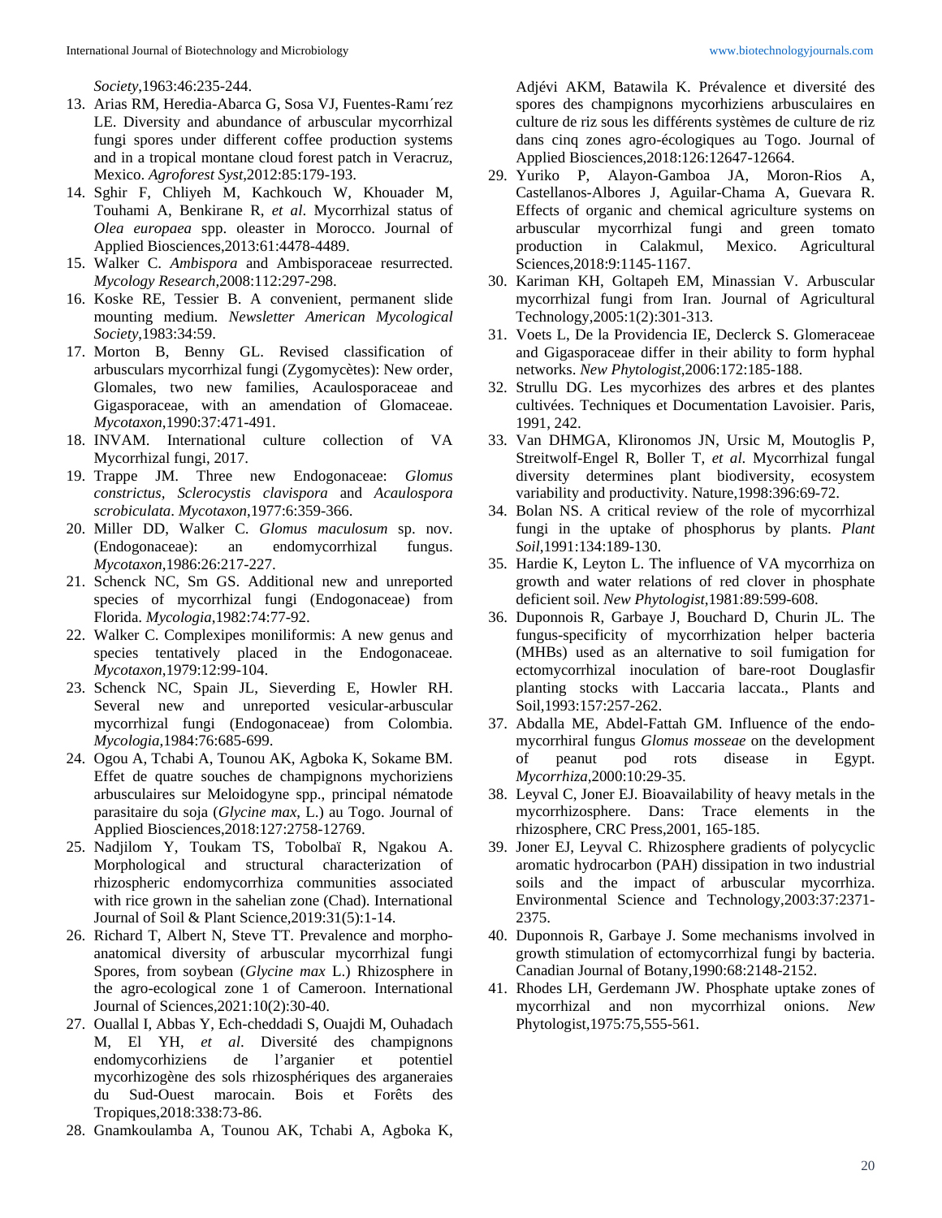Society,1963:46:235-244.

13. Arias RM, Heredia-Abarca G, Sosa VJ, Fuentes-Ramı´rez LE. Diversity and abundance of arbuscular mycorrhizal fungi spores under different coffee production systems and in a tropical montane cloud forest patch in Veracruz, Mexico. *Agroforest Syst*,2012:85:179-193.
14. Sghir F, Chliyeh M, Kachkouch W, Khouader M, Touhami A, Benkirane R, *et al*. Mycorrhizal status of *Olea europaea* spp. oleaster in Morocco. Journal of Applied Biosciences,2013:61:4478-4489.
15. Walker C. *Ambispora* and Ambisporaceae resurrected. *Mycology Research*,2008:112:297-298.
16. Koske RE, Tessier B. A convenient, permanent slide mounting medium. *Newsletter American Mycological Society*,1983:34:59.
17. Morton B, Benny GL. Revised classification of arbusculars mycorrhizal fungi (Zygomycètes): New order, Glomales, two new families, Acaulosporaceae and Gigasporaceae, with an amendation of Glomaceae. *Mycotaxon*,1990:37:471-491.
18. INVAM. International culture collection of VA Mycorrhizal fungi, 2017.
19. Trappe JM. Three new Endogonaceae: *Glomus constrictus*, *Sclerocystis clavispora* and *Acaulospora scrobiculata*. *Mycotaxon*,1977:6:359-366.
20. Miller DD, Walker C. *Glomus maculosum* sp. nov. (Endogonaceae): an endomycorrhizal fungus. *Mycotaxon*,1986:26:217-227.
21. Schenck NC, Sm GS. Additional new and unreported species of mycorrhizal fungi (Endogonaceae) from Florida. *Mycologia*,1982:74:77-92.
22. Walker C. Complexipes moniliformis: A new genus and species tentatively placed in the Endogonaceae. *Mycotaxon*,1979:12:99-104.
23. Schenck NC, Spain JL, Sieverding E, Howler RH. Several new and unreported vesicular-arbuscular mycorrhizal fungi (Endogonaceae) from Colombia. *Mycologia*,1984:76:685-699.
24. Ogou A, Tchabi A, Tounou AK, Agboka K, Sokame BM. Effet de quatre souches de champignons mychoriziens arbusculaires sur Meloidogyne spp., principal nématode parasitaire du soja (*Glycine max*, L.) au Togo. Journal of Applied Biosciences,2018:127:2758-12769.
25. Nadjilom Y, Toukam TS, Tobolbaï R, Ngakou A. Morphological and structural characterization of rhizospheric endomycorrhiza communities associated with rice grown in the sahelian zone (Chad). International Journal of Soil & Plant Science,2019:31(5):1-14.
26. Richard T, Albert N, Steve TT. Prevalence and morpho-anatomical diversity of arbuscular mycorrhizal fungi Spores, from soybean (*Glycine max* L.) Rhizosphere in the agro-ecological zone 1 of Cameroon. International Journal of Sciences,2021:10(2):30-40.
27. Ouallal I, Abbas Y, Ech-cheddadi S, Ouajdi M, Ouhadach M, El YH, *et al*. Diversité des champignons endomycorhiziens de l'arganier et potentiel mycorhizogène des sols rhizosphériques des arganeraies du Sud-Ouest marocain. Bois et Forêts des Tropiques,2018:338:73-86.
28. Gnamkoulamba A, Tounou AK, Tchabi A, Agboka K, Adjévi AKM, Batawila K. Prévalence et diversité des spores des champignons mycorhiziens arbusculaires en culture de riz sous les différents systèmes de culture de riz dans cinq zones agro-écologiques au Togo. Journal of Applied Biosciences,2018:126:12647-12664.
29. Yuriko P, Alayon-Gamboa JA, Moron-Rios A, Castellanos-Albores J, Aguilar-Chama A, Guevara R. Effects of organic and chemical agriculture systems on arbuscular mycorrhizal fungi and green tomato production in Calakmul, Mexico. Agricultural Sciences,2018:9:1145-1167.
30. Kariman KH, Goltapeh EM, Minassian V. Arbuscular mycorrhizal fungi from Iran. Journal of Agricultural Technology,2005:1(2):301-313.
31. Voets L, De la Providencia IE, Declerck S. Glomeraceae and Gigasporaceae differ in their ability to form hyphal networks. *New Phytologist*,2006:172:185-188.
32. Strullu DG. Les mycorhizes des arbres et des plantes cultivées. Techniques et Documentation Lavoisier. Paris, 1991, 242.
33. Van DHMGA, Klironomos JN, Ursic M, Moutoglis P, Streitwolf-Engel R, Boller T, *et al.* Mycorrhizal fungal diversity determines plant biodiversity, ecosystem variability and productivity. Nature,1998:396:69-72.
34. Bolan NS. A critical review of the role of mycorrhizal fungi in the uptake of phosphorus by plants. *Plant Soil*,1991:134:189-130.
35. Hardie K, Leyton L. The influence of VA mycorrhiza on growth and water relations of red clover in phosphate deficient soil. *New Phytologist*,1981:89:599-608.
36. Duponnois R, Garbaye J, Bouchard D, Churin JL. The fungus-specificity of mycorrhization helper bacteria (MHBs) used as an alternative to soil fumigation for ectomycorrhizal inoculation of bare-root Douglasfir planting stocks with Laccaria laccata., Plants and Soil,1993:157:257-262.
37. Abdalla ME, Abdel-Fattah GM. Influence of the endo-mycorrhiral fungus *Glomus mosseae* on the development of peanut pod rots disease in Egypt. *Mycorrhiza*,2000:10:29-35.
38. Leyval C, Joner EJ. Bioavailability of heavy metals in the mycorrhizosphere. Dans: Trace elements in the rhizosphere, CRC Press,2001, 165-185.
39. Joner EJ, Leyval C. Rhizosphere gradients of polycyclic aromatic hydrocarbon (PAH) dissipation in two industrial soils and the impact of arbuscular mycorrhiza. Environmental Science and Technology,2003:37:2371-2375.
40. Duponnois R, Garbaye J. Some mechanisms involved in growth stimulation of ectomycorrhizal fungi by bacteria. Canadian Journal of Botany,1990:68:2148-2152.
41. Rhodes LH, Gerdemann JW. Phosphate uptake zones of mycorrhizal and non mycorrhizal onions. *New* Phytologist,1975:75,555-561.